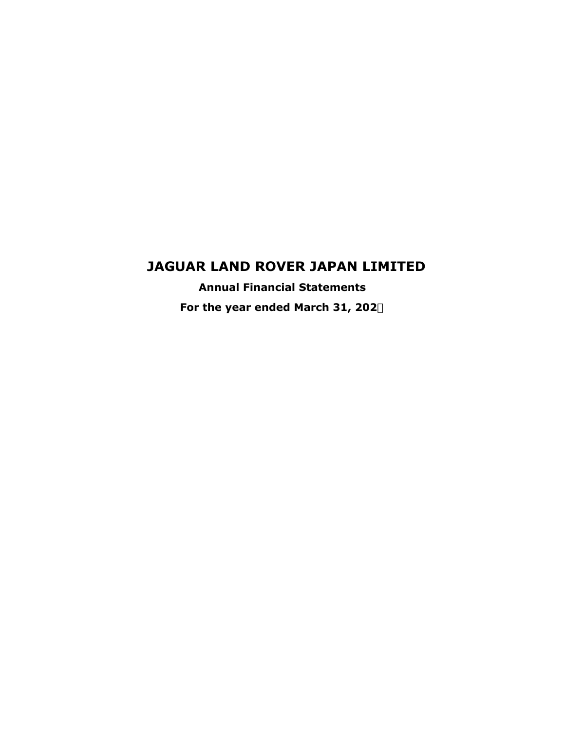# JAGUAR LAND ROVER JAPAN LIMITED

**Annual Financial Statements**

**For the year ended March 31, 202**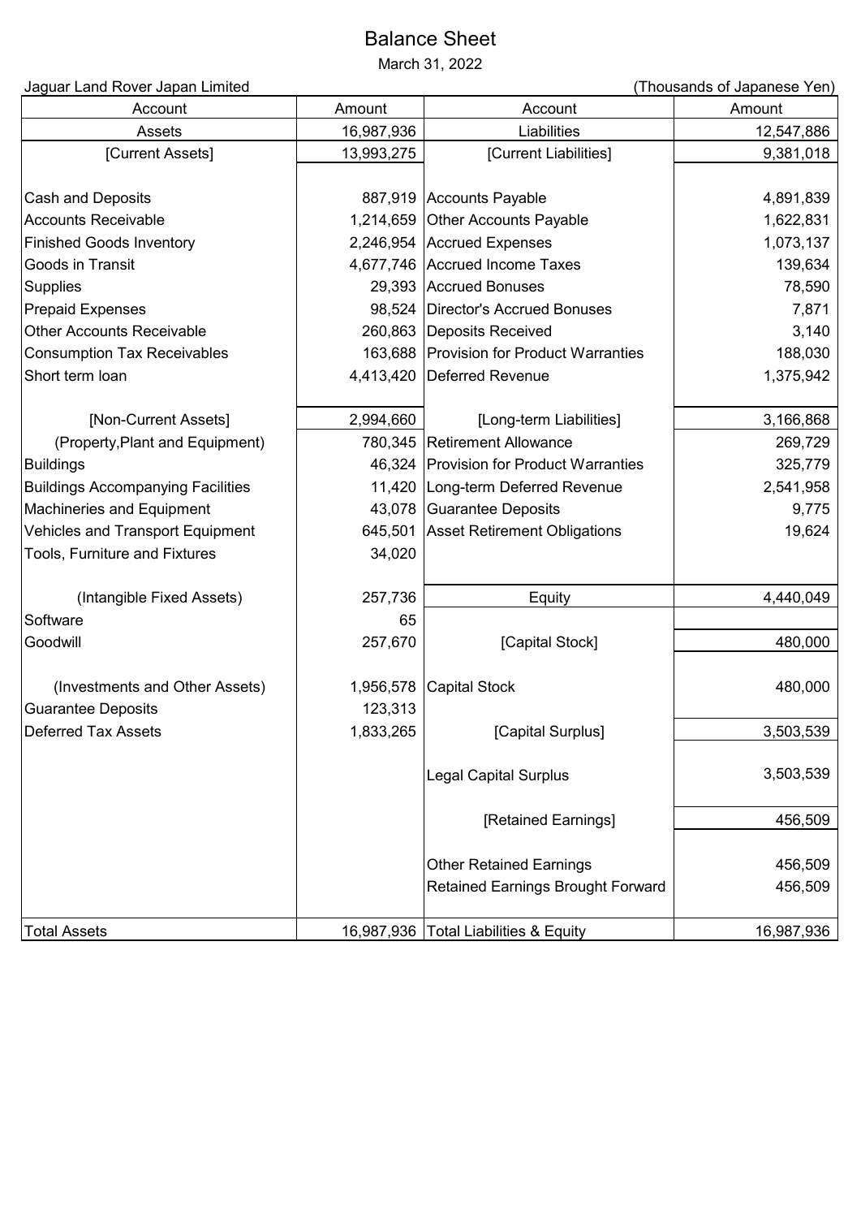# Balance Sheet

March 31, 2022

Jaguar Land Rover Japan Limited (Thousands of Japanese Yen)

| Account | Amount | Account | Amount |
|---|---|---|---|
| Assets | 16,987,936 | Liabilities | 12,547,886 |
| [Current Assets] | 13,993,275 | [Current Liabilities] | 9,381,018 |
| Cash and Deposits | 887,919 | Accounts Payable | 4,891,839 |
| Accounts Receivable | 1,214,659 | Other Accounts Payable | 1,622,831 |
| Finished Goods Inventory | 2,246,954 | Accrued Expenses | 1,073,137 |
| Goods in Transit | 4,677,746 | Accrued Income Taxes | 139,634 |
| Supplies | 29,393 | Accrued Bonuses | 78,590 |
| Prepaid Expenses | 98,524 | Director's Accrued Bonuses | 7,871 |
| Other Accounts Receivable | 260,863 | Deposits Received | 3,140 |
| Consumption Tax Receivables | 163,688 | Provision for Product Warranties | 188,030 |
| Short term loan | 4,413,420 | Deferred Revenue | 1,375,942 |
| [Non-Current Assets] | 2,994,660 | [Long-term Liabilities] | 3,166,868 |
| (Property,Plant and Equipment) | 780,345 | Retirement Allowance | 269,729 |
| Buildings | 46,324 | Provision for Product Warranties | 325,779 |
| Buildings Accompanying Facilities | 11,420 | Long-term Deferred Revenue | 2,541,958 |
| Machineries and Equipment | 43,078 | Guarantee Deposits | 9,775 |
| Vehicles and Transport Equipment | 645,501 | Asset Retirement Obligations | 19,624 |
| Tools, Furniture and Fixtures | 34,020 | | |
| (Intangible Fixed Assets) | 257,736 | Equity | 4,440,049 |
| Software | 65 | | |
| Goodwill | 257,670 | [Capital Stock] | 480,000 |
| (Investments and Other Assets) | 1,956,578 | Capital Stock | 480,000 |
| Guarantee Deposits | 123,313 | | |
| Deferred Tax Assets | 1,833,265 | [Capital Surplus] | 3,503,539 |
| | | Legal Capital Surplus | 3,503,539 |
| | | [Retained Earnings] | 456,509 |
| | | Other Retained Earnings | 456,509 |
| | | Retained Earnings Brought Forward | 456,509 |
| Total Assets | 16,987,936 | Total Liabilities & Equity | 16,987,936 |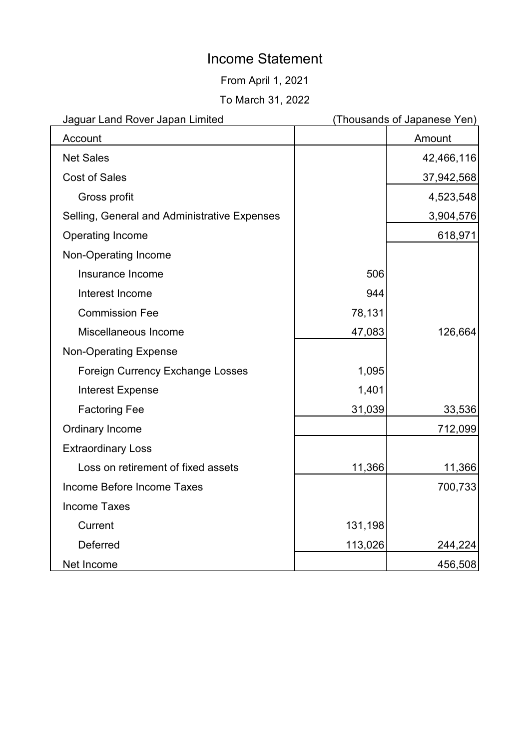# Income Statement

From April 1, 2021

To March 31, 2022

Jaguar Land Rover Japan Limited (Thousands of Japanese Yen)

| Account | | Amount |
|---|---|---|
| Net Sales | | 42,466,116 |
| Cost of Sales | | 37,942,568 |
| Gross profit | | 4,523,548 |
| Selling, General and Administrative Expenses | | 3,904,576 |
| Operating Income | | 618,971 |
| Non-Operating Income | | |
| Insurance Income | 506 | |
| Interest Income | 944 | |
| Commission Fee | 78,131 | |
| Miscellaneous Income | 47,083 | 126,664 |
| Non-Operating Expense | | |
| Foreign Currency Exchange Losses | 1,095 | |
| Interest Expense | 1,401 | |
| Factoring Fee | 31,039 | 33,536 |
| Ordinary Income | | 712,099 |
| Extraordinary Loss | | |
| Loss on retirement of fixed assets | 11,366 | 11,366 |
| Income Before Income Taxes | | 700,733 |
| Income Taxes | | |
| Current | 131,198 | |
| Deferred | 113,026 | 244,224 |
| Net Income | | 456,508 |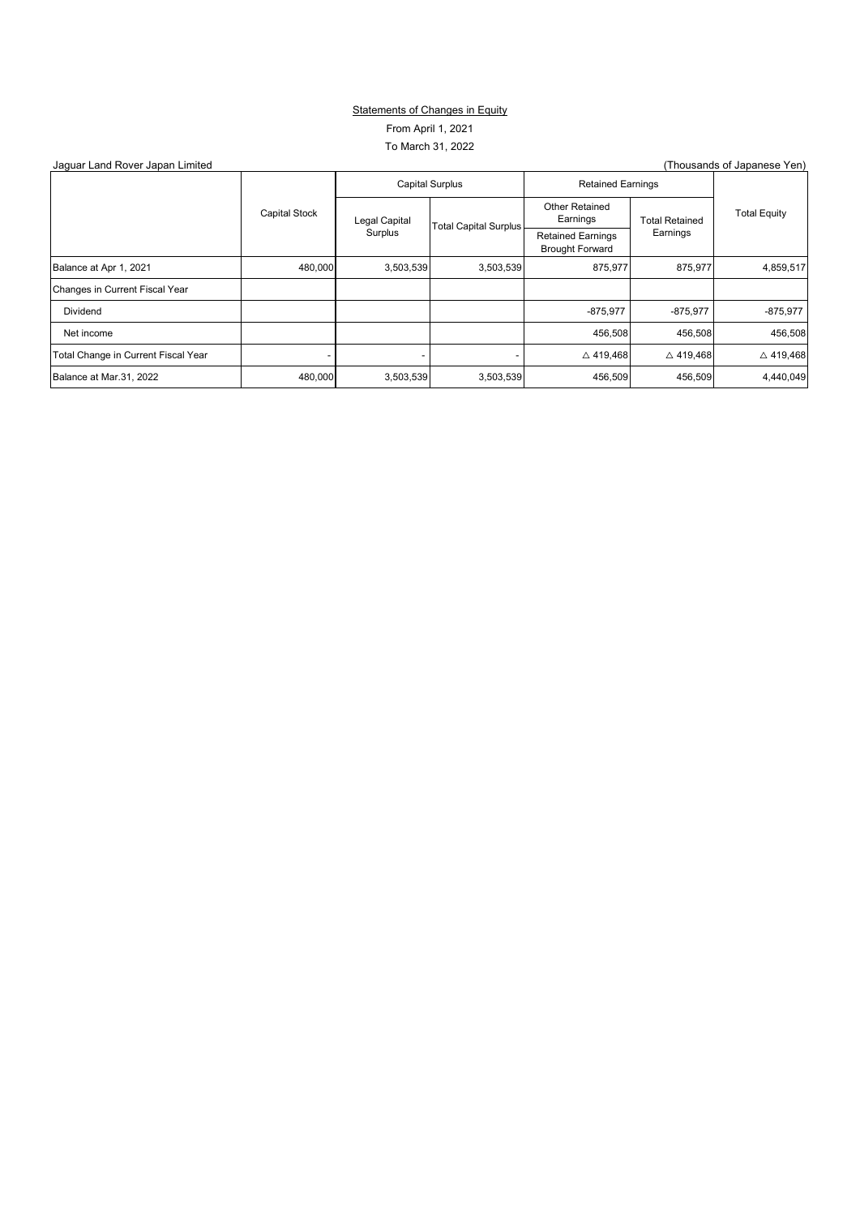Statements of Changes in Equity

From April 1, 2021

To March 31, 2022

Jaguar Land Rover Japan Limited (Thousands of Japanese Yen)

| | Capital Stock | Capital Surplus | | Retained Earnings | | Total Equity |
|---|---|---|---|---|---|---|
| | | Legal Capital Surplus | Total Capital Surplus | Other Retained Earnings | Total Retained Earnings | |
| | | | | Retained Earnings Brought Forward | | |
| Balance at Apr 1, 2021 | 480,000 | 3,503,539 | 3,503,539 | 875,977 | 875,977 | 4,859,517 |
| Changes in Current Fiscal Year | | | | | | |
| Dividend | | | | -875,977 | -875,977 | -875,977 |
| Net income | | | | 456,508 | 456,508 | 456,508 |
| Total Change in Current Fiscal Year | - | - | - | △ 419,468 | △ 419,468 | △ 419,468 |
| Balance at Mar.31, 2022 | 480,000 | 3,503,539 | 3,503,539 | 456,509 | 456,509 | 4,440,049 |